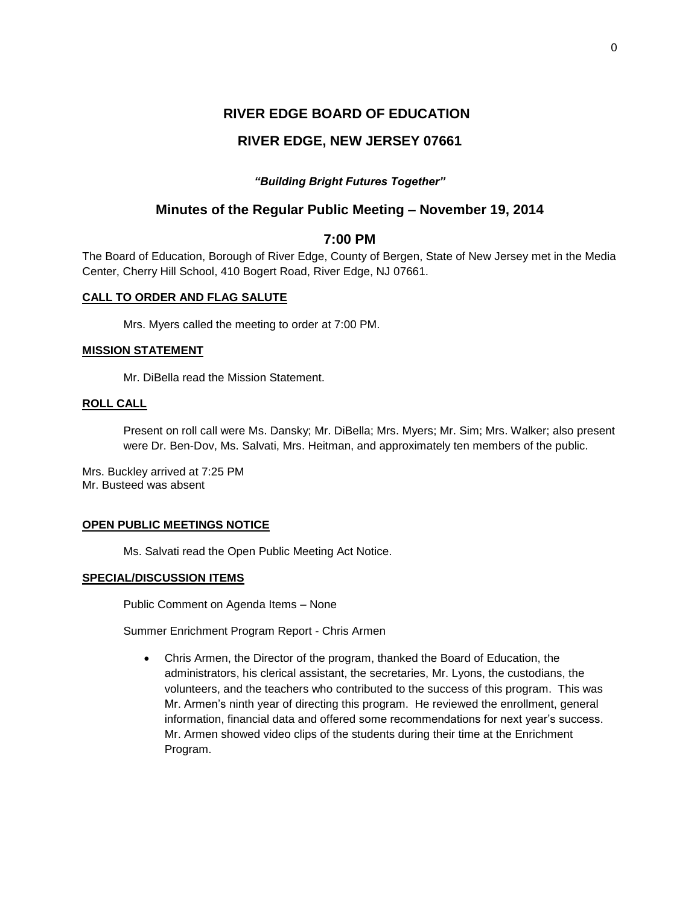# RIVER EDGE BOARD OF EDUCATION

## RIVER EDGE, NEW JERSEY 07661

*"Building Bright Futures Together"*

## Minutes of the Regular Public Meeting – November 19, 2014

## 7:00 PM

The Board of Education, Borough of River Edge, County of Bergen, State of New Jersey met in the Media Center, Cherry Hill School, 410 Bogert Road, River Edge, NJ 07661.

**CALL TO ORDER AND FLAG SALUTE**

Mrs. Myers called the meeting to order at 7:00 PM.

**MISSION STATEMENT**

Mr. DiBella read the Mission Statement.

**ROLL CALL**

Present on roll call were Ms. Dansky; Mr. DiBella; Mrs. Myers; Mr. Sim; Mrs. Walker; also present were Dr. Ben-Dov, Ms. Salvati, Mrs. Heitman, and approximately ten members of the public.

Mrs. Buckley arrived at 7:25 PM
Mr. Busteed was absent

**OPEN PUBLIC MEETINGS NOTICE**

Ms. Salvati read the Open Public Meeting Act Notice.

**SPECIAL/DISCUSSION ITEMS**

Public Comment on Agenda Items – None

Summer Enrichment Program Report - Chris Armen

- Chris Armen, the Director of the program, thanked the Board of Education, the administrators, his clerical assistant, the secretaries, Mr. Lyons, the custodians, the volunteers, and the teachers who contributed to the success of this program. This was Mr. Armen's ninth year of directing this program. He reviewed the enrollment, general information, financial data and offered some recommendations for next year's success. Mr. Armen showed video clips of the students during their time at the Enrichment Program.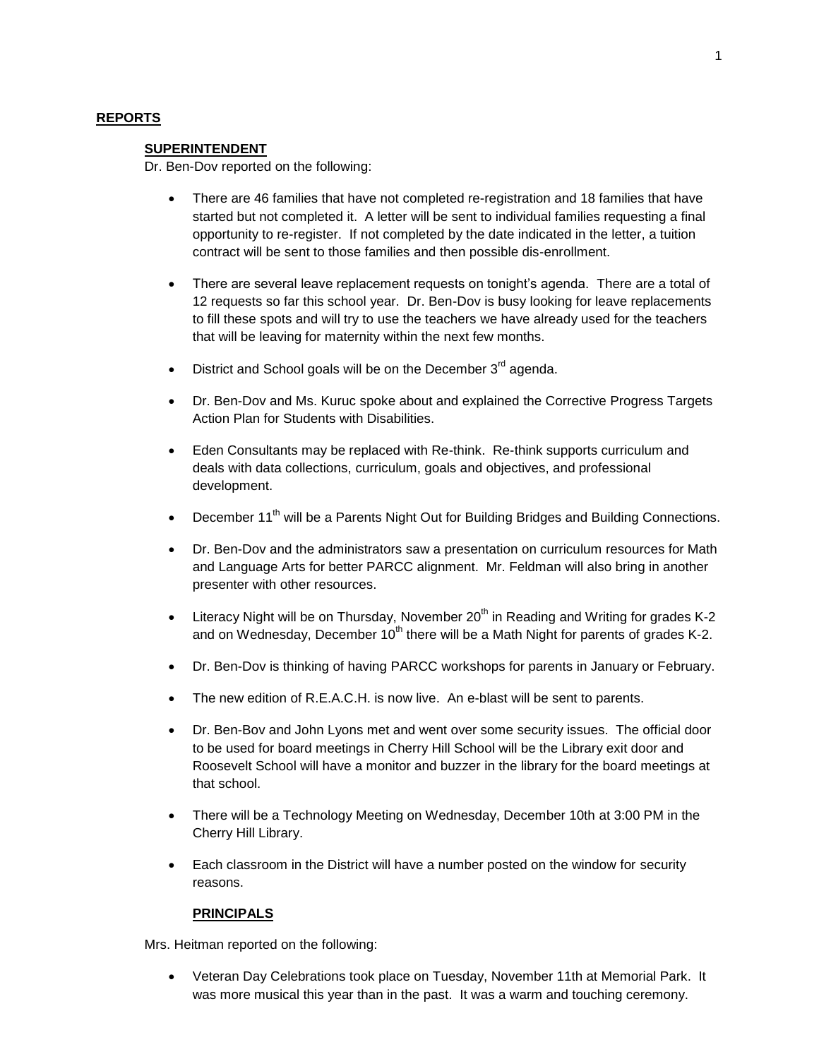## REPORTS

### SUPERINTENDENT

Dr. Ben-Dov reported on the following:

- There are 46 families that have not completed re-registration and 18 families that have started but not completed it. A letter will be sent to individual families requesting a final opportunity to re-register. If not completed by the date indicated in the letter, a tuition contract will be sent to those families and then possible dis-enrollment.
- There are several leave replacement requests on tonight's agenda. There are a total of 12 requests so far this school year. Dr. Ben-Dov is busy looking for leave replacements to fill these spots and will try to use the teachers we have already used for the teachers that will be leaving for maternity within the next few months.
- District and School goals will be on the December 3rd agenda.
- Dr. Ben-Dov and Ms. Kuruc spoke about and explained the Corrective Progress Targets Action Plan for Students with Disabilities.
- Eden Consultants may be replaced with Re-think. Re-think supports curriculum and deals with data collections, curriculum, goals and objectives, and professional development.
- December 11th will be a Parents Night Out for Building Bridges and Building Connections.
- Dr. Ben-Dov and the administrators saw a presentation on curriculum resources for Math and Language Arts for better PARCC alignment. Mr. Feldman will also bring in another presenter with other resources.
- Literacy Night will be on Thursday, November 20th in Reading and Writing for grades K-2 and on Wednesday, December 10th there will be a Math Night for parents of grades K-2.
- Dr. Ben-Dov is thinking of having PARCC workshops for parents in January or February.
- The new edition of R.E.A.C.H. is now live. An e-blast will be sent to parents.
- Dr. Ben-Bov and John Lyons met and went over some security issues. The official door to be used for board meetings in Cherry Hill School will be the Library exit door and Roosevelt School will have a monitor and buzzer in the library for the board meetings at that school.
- There will be a Technology Meeting on Wednesday, December 10th at 3:00 PM in the Cherry Hill Library.
- Each classroom in the District will have a number posted on the window for security reasons.

### PRINCIPALS

Mrs. Heitman reported on the following:

- Veteran Day Celebrations took place on Tuesday, November 11th at Memorial Park. It was more musical this year than in the past. It was a warm and touching ceremony.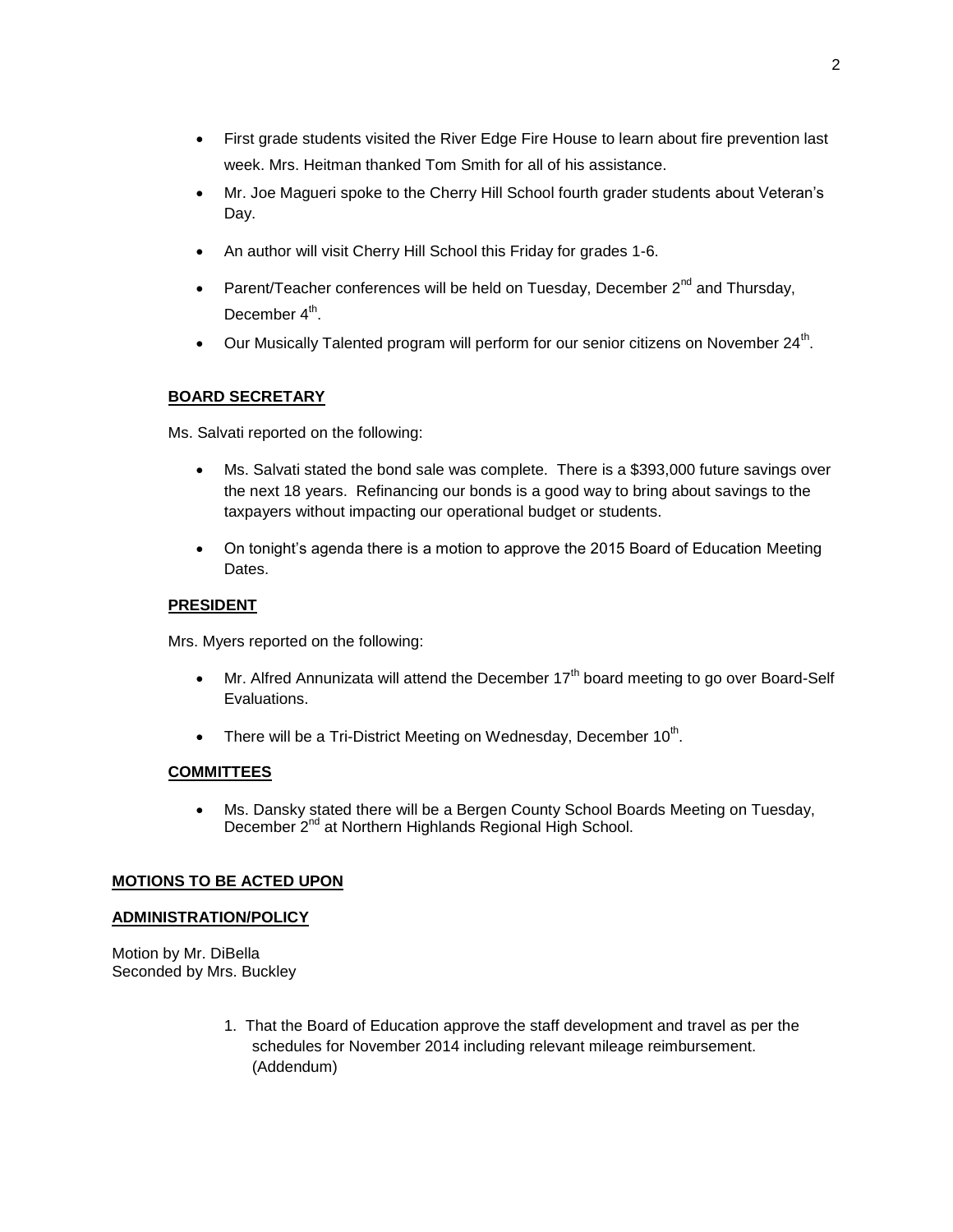- First grade students visited the River Edge Fire House to learn about fire prevention last week. Mrs. Heitman thanked Tom Smith for all of his assistance.
- Mr. Joe Magueri spoke to the Cherry Hill School fourth grader students about Veteran's Day.
- An author will visit Cherry Hill School this Friday for grades 1-6.
- Parent/Teacher conferences will be held on Tuesday, December 2nd and Thursday, December 4th.
- Our Musically Talented program will perform for our senior citizens on November 24th.

## BOARD SECRETARY

Ms. Salvati reported on the following:

- Ms. Salvati stated the bond sale was complete. There is a $393,000 future savings over the next 18 years. Refinancing our bonds is a good way to bring about savings to the taxpayers without impacting our operational budget or students.
- On tonight's agenda there is a motion to approve the 2015 Board of Education Meeting Dates.

## PRESIDENT

Mrs. Myers reported on the following:

- Mr. Alfred Annunizata will attend the December 17th board meeting to go over Board-Self Evaluations.
- There will be a Tri-District Meeting on Wednesday, December 10th.

## COMMITTEES

- Ms. Dansky stated there will be a Bergen County School Boards Meeting on Tuesday, December 2nd at Northern Highlands Regional High School.

## MOTIONS TO BE ACTED UPON

## ADMINISTRATION/POLICY

Motion by Mr. DiBella
Seconded by Mrs. Buckley

1. That the Board of Education approve the staff development and travel as per the schedules for November 2014 including relevant mileage reimbursement. (Addendum)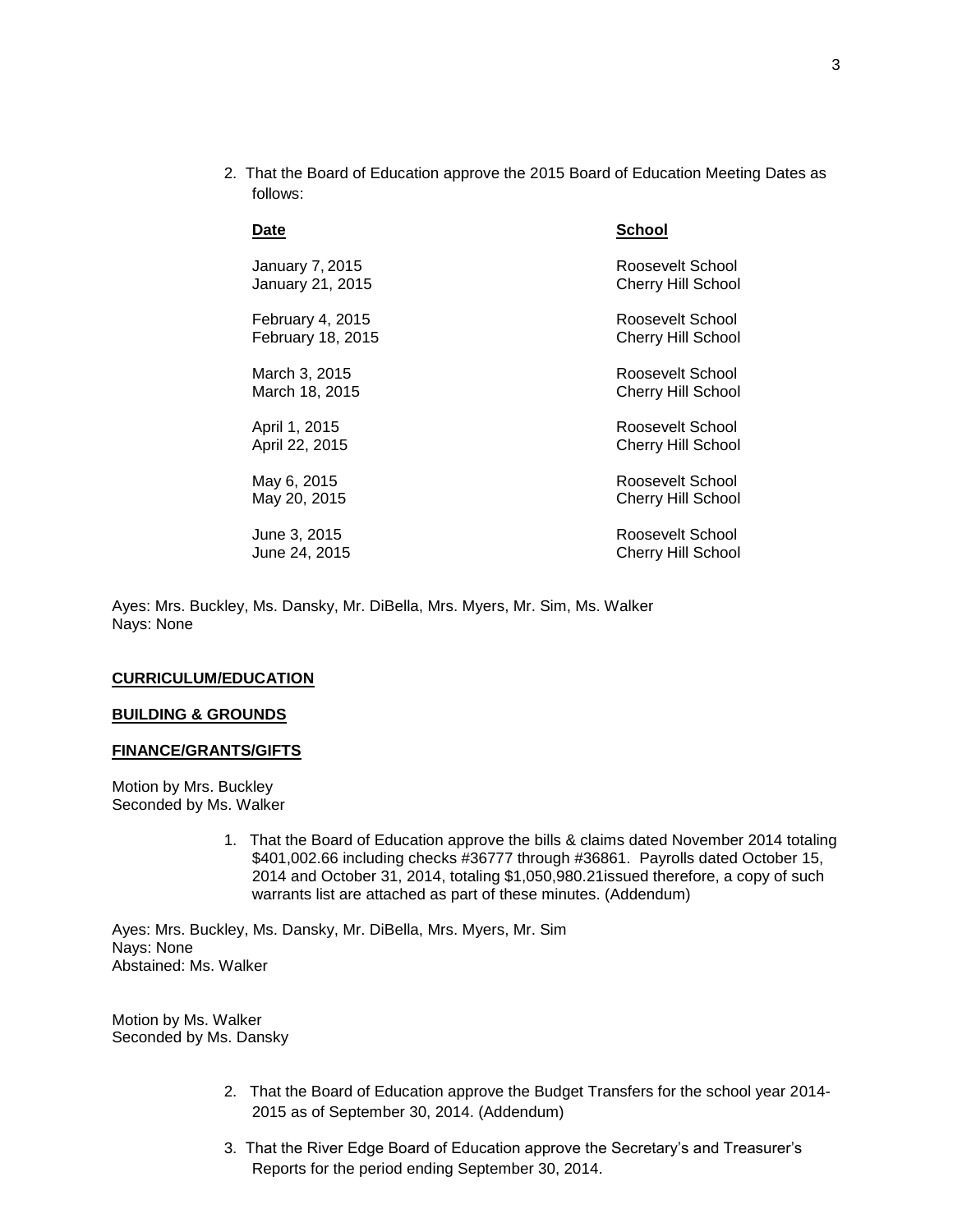2. That the Board of Education approve the 2015 Board of Education Meeting Dates as follows:

| Date | School |
|---|---|
| January 7, 2015 | Roosevelt School |
| January 21, 2015 | Cherry Hill School |
| February 4, 2015 | Roosevelt School |
| February 18, 2015 | Cherry Hill School |
| March 3, 2015 | Roosevelt School |
| March 18, 2015 | Cherry Hill School |
| April 1, 2015 | Roosevelt School |
| April 22, 2015 | Cherry Hill School |
| May 6, 2015 | Roosevelt School |
| May 20, 2015 | Cherry Hill School |
| June 3, 2015 | Roosevelt School |
| June 24, 2015 | Cherry Hill School |

Ayes: Mrs. Buckley, Ms. Dansky, Mr. DiBella, Mrs. Myers, Mr. Sim, Ms. Walker
Nays: None

**CURRICULUM/EDUCATION**

**BUILDING & GROUNDS**

**FINANCE/GRANTS/GIFTS**

Motion by Mrs. Buckley
Seconded by Ms. Walker

1. That the Board of Education approve the bills & claims dated November 2014 totaling $401,002.66 including checks #36777 through #36861. Payrolls dated October 15, 2014 and October 31, 2014, totaling $1,050,980.21issued therefore, a copy of such warrants list are attached as part of these minutes. (Addendum)

Ayes: Mrs. Buckley, Ms. Dansky, Mr. DiBella, Mrs. Myers, Mr. Sim
Nays: None
Abstained: Ms. Walker

Motion by Ms. Walker
Seconded by Ms. Dansky

2. That the Board of Education approve the Budget Transfers for the school year 2014-2015 as of September 30, 2014. (Addendum)

3. That the River Edge Board of Education approve the Secretary's and Treasurer's Reports for the period ending September 30, 2014.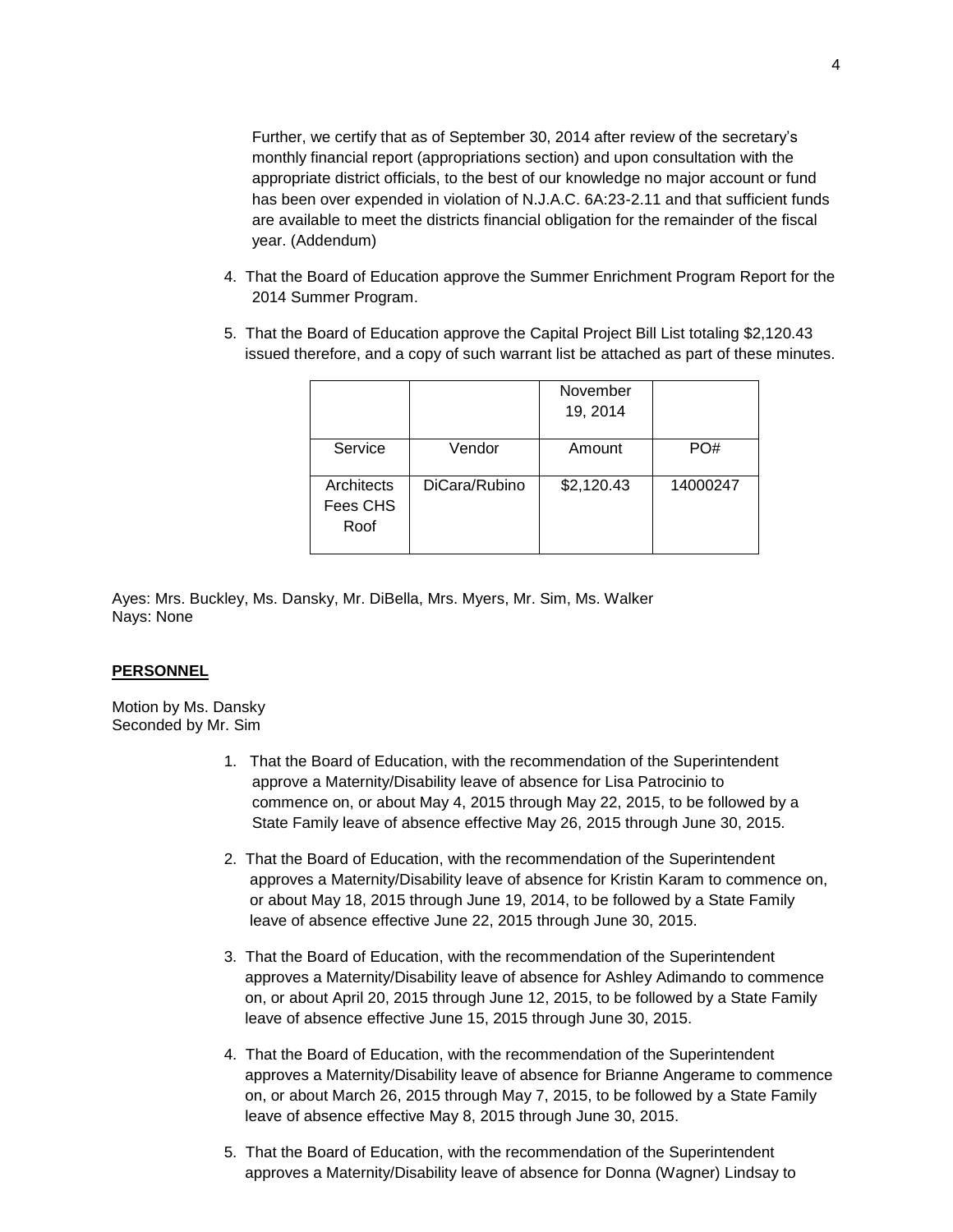Further, we certify that as of September 30, 2014 after review of the secretary's monthly financial report (appropriations section) and upon consultation with the appropriate district officials, to the best of our knowledge no major account or fund has been over expended in violation of N.J.A.C. 6A:23-2.11 and that sufficient funds are available to meet the districts financial obligation for the remainder of the fiscal year. (Addendum)

4. That the Board of Education approve the Summer Enrichment Program Report for the 2014 Summer Program.

5. That the Board of Education approve the Capital Project Bill List totaling $2,120.43 issued therefore, and a copy of such warrant list be attached as part of these minutes.

| | | November 19, 2014 | |
|---|---|---|---|
| Service | Vendor | Amount | PO# |
| Architects Fees CHS Roof | DiCara/Rubino | $2,120.43 | 14000247 |

Ayes: Mrs. Buckley, Ms. Dansky, Mr. DiBella, Mrs. Myers, Mr. Sim, Ms. Walker
Nays: None

**PERSONNEL**

Motion by Ms. Dansky
Seconded by Mr. Sim

1. That the Board of Education, with the recommendation of the Superintendent approve a Maternity/Disability leave of absence for Lisa Patrocinio to commence on, or about May 4, 2015 through May 22, 2015, to be followed by a State Family leave of absence effective May 26, 2015 through June 30, 2015.

2. That the Board of Education, with the recommendation of the Superintendent approves a Maternity/Disability leave of absence for Kristin Karam to commence on, or about May 18, 2015 through June 19, 2014, to be followed by a State Family leave of absence effective June 22, 2015 through June 30, 2015.

3. That the Board of Education, with the recommendation of the Superintendent approves a Maternity/Disability leave of absence for Ashley Adimando to commence on, or about April 20, 2015 through June 12, 2015, to be followed by a State Family leave of absence effective June 15, 2015 through June 30, 2015.

4. That the Board of Education, with the recommendation of the Superintendent approves a Maternity/Disability leave of absence for Brianne Angerame to commence on, or about March 26, 2015 through May 7, 2015, to be followed by a State Family leave of absence effective May 8, 2015 through June 30, 2015.

5. That the Board of Education, with the recommendation of the Superintendent approves a Maternity/Disability leave of absence for Donna (Wagner) Lindsay to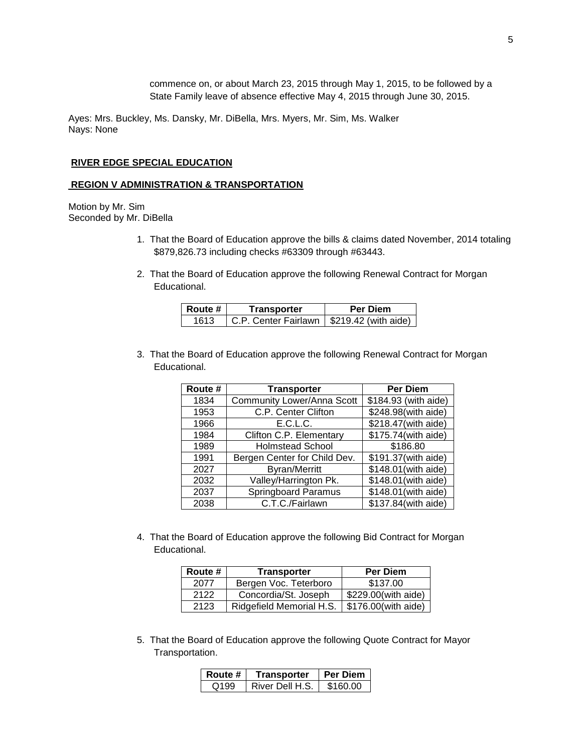commence on, or about March 23, 2015 through May 1, 2015, to be followed by a State Family leave of absence effective May 4, 2015 through June 30, 2015.

Ayes: Mrs. Buckley, Ms. Dansky, Mr. DiBella, Mrs. Myers, Mr. Sim, Ms. Walker
Nays: None

**RIVER EDGE SPECIAL EDUCATION**

**REGION V ADMINISTRATION & TRANSPORTATION**

Motion by Mr. Sim
Seconded by Mr. DiBella

1. That the Board of Education approve the bills & claims dated November, 2014 totaling $879,826.73 including checks #63309 through #63443.

2. That the Board of Education approve the following Renewal Contract for Morgan Educational.

| Route # | Transporter | Per Diem |
|---|---|---|
| 1613 | C.P. Center Fairlawn | $219.42 (with aide) |

3. That the Board of Education approve the following Renewal Contract for Morgan Educational.

| Route # | Transporter | Per Diem |
|---|---|---|
| 1834 | Community Lower/Anna Scott | $184.93 (with aide) |
| 1953 | C.P. Center Clifton | $248.98(with aide) |
| 1966 | E.C.L.C. | $218.47(with aide) |
| 1984 | Clifton C.P. Elementary | $175.74(with aide) |
| 1989 | Holmstead School | $186.80 |
| 1991 | Bergen Center for Child Dev. | $191.37(with aide) |
| 2027 | Byran/Merritt | $148.01(with aide) |
| 2032 | Valley/Harrington Pk. | $148.01(with aide) |
| 2037 | Springboard Paramus | $148.01(with aide) |
| 2038 | C.T.C./Fairlawn | $137.84(with aide) |

4. That the Board of Education approve the following Bid Contract for Morgan Educational.

| Route # | Transporter | Per Diem |
|---|---|---|
| 2077 | Bergen Voc. Teterboro | $137.00 |
| 2122 | Concordia/St. Joseph | $229.00(with aide) |
| 2123 | Ridgefield Memorial H.S. | $176.00(with aide) |

5. That the Board of Education approve the following Quote Contract for Mayor Transportation.

| Route # | Transporter | Per Diem |
|---|---|---|
| Q199 | River Dell H.S. | $160.00 |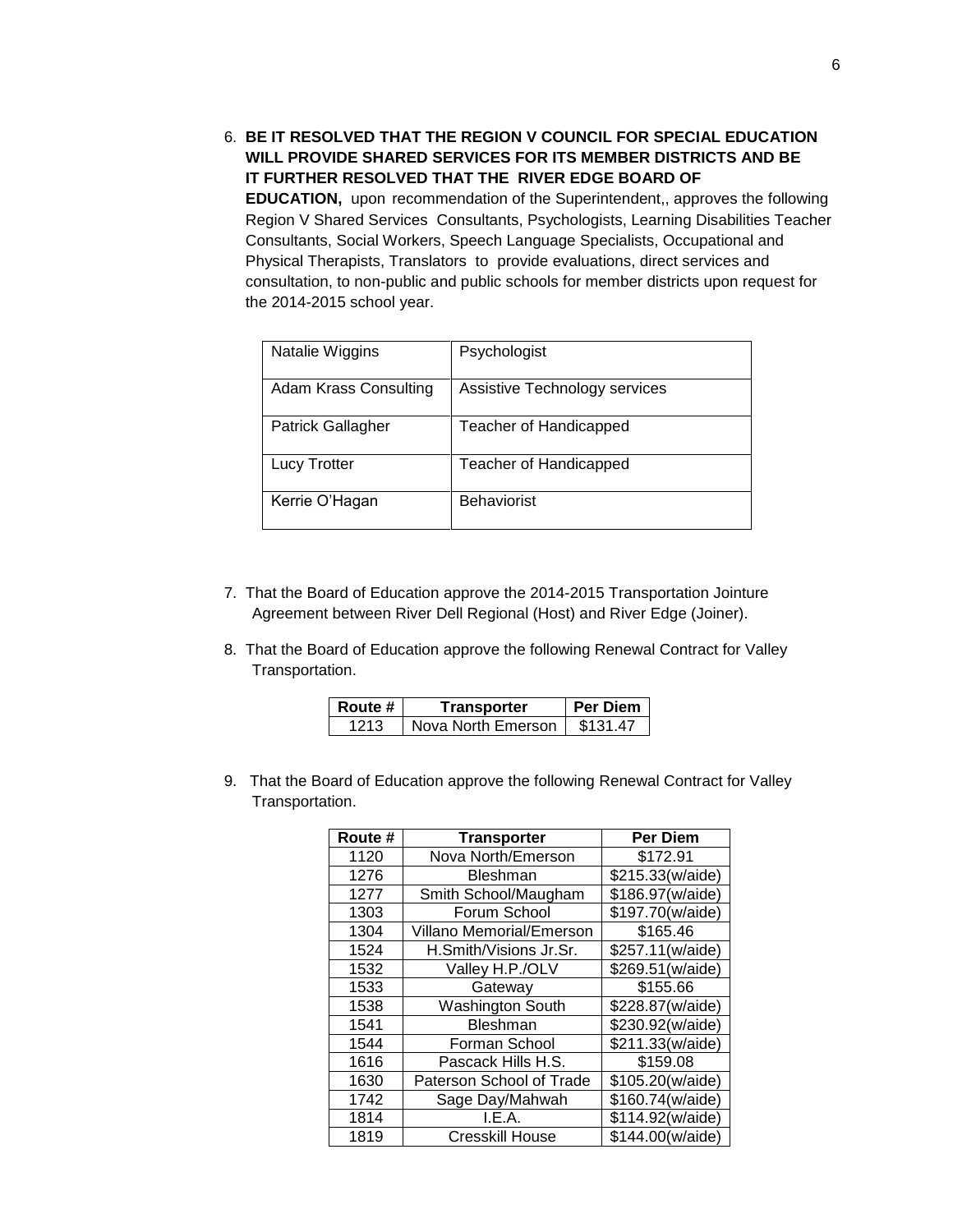6. **BE IT RESOLVED THAT THE REGION V COUNCIL FOR SPECIAL EDUCATION WILL PROVIDE SHARED SERVICES FOR ITS MEMBER DISTRICTS AND BE IT FURTHER RESOLVED THAT THE RIVER EDGE BOARD OF EDUCATION,** upon recommendation of the Superintendent,, approves the following Region V Shared Services Consultants, Psychologists, Learning Disabilities Teacher Consultants, Social Workers, Speech Language Specialists, Occupational and Physical Therapists, Translators to provide evaluations, direct services and consultation, to non-public and public schools for member districts upon request for the 2014-2015 school year.

| | |
|---|---|
| Natalie Wiggins | Psychologist |
| Adam Krass Consulting | Assistive Technology services |
| Patrick Gallagher | Teacher of Handicapped |
| Lucy Trotter | Teacher of Handicapped |
| Kerrie O'Hagan | Behaviorist |

7. That the Board of Education approve the 2014-2015 Transportation Jointure Agreement between River Dell Regional (Host) and River Edge (Joiner).

8. That the Board of Education approve the following Renewal Contract for Valley Transportation.

| Route # | Transporter | Per Diem |
|---|---|---|
| 1213 | Nova North Emerson | $131.47 |

9. That the Board of Education approve the following Renewal Contract for Valley Transportation.

| Route # | Transporter | Per Diem |
|---|---|---|
| 1120 | Nova North/Emerson | $172.91 |
| 1276 | Bleshman | $215.33(w/aide) |
| 1277 | Smith School/Maugham | $186.97(w/aide) |
| 1303 | Forum School | $197.70(w/aide) |
| 1304 | Villano Memorial/Emerson | $165.46 |
| 1524 | H.Smith/Visions Jr.Sr. | $257.11(w/aide) |
| 1532 | Valley H.P./OLV | $269.51(w/aide) |
| 1533 | Gateway | $155.66 |
| 1538 | Washington South | $228.87(w/aide) |
| 1541 | Bleshman | $230.92(w/aide) |
| 1544 | Forman School | $211.33(w/aide) |
| 1616 | Pascack Hills H.S. | $159.08 |
| 1630 | Paterson School of Trade | $105.20(w/aide) |
| 1742 | Sage Day/Mahwah | $160.74(w/aide) |
| 1814 | I.E.A. | $114.92(w/aide) |
| 1819 | Cresskill House | $144.00(w/aide) |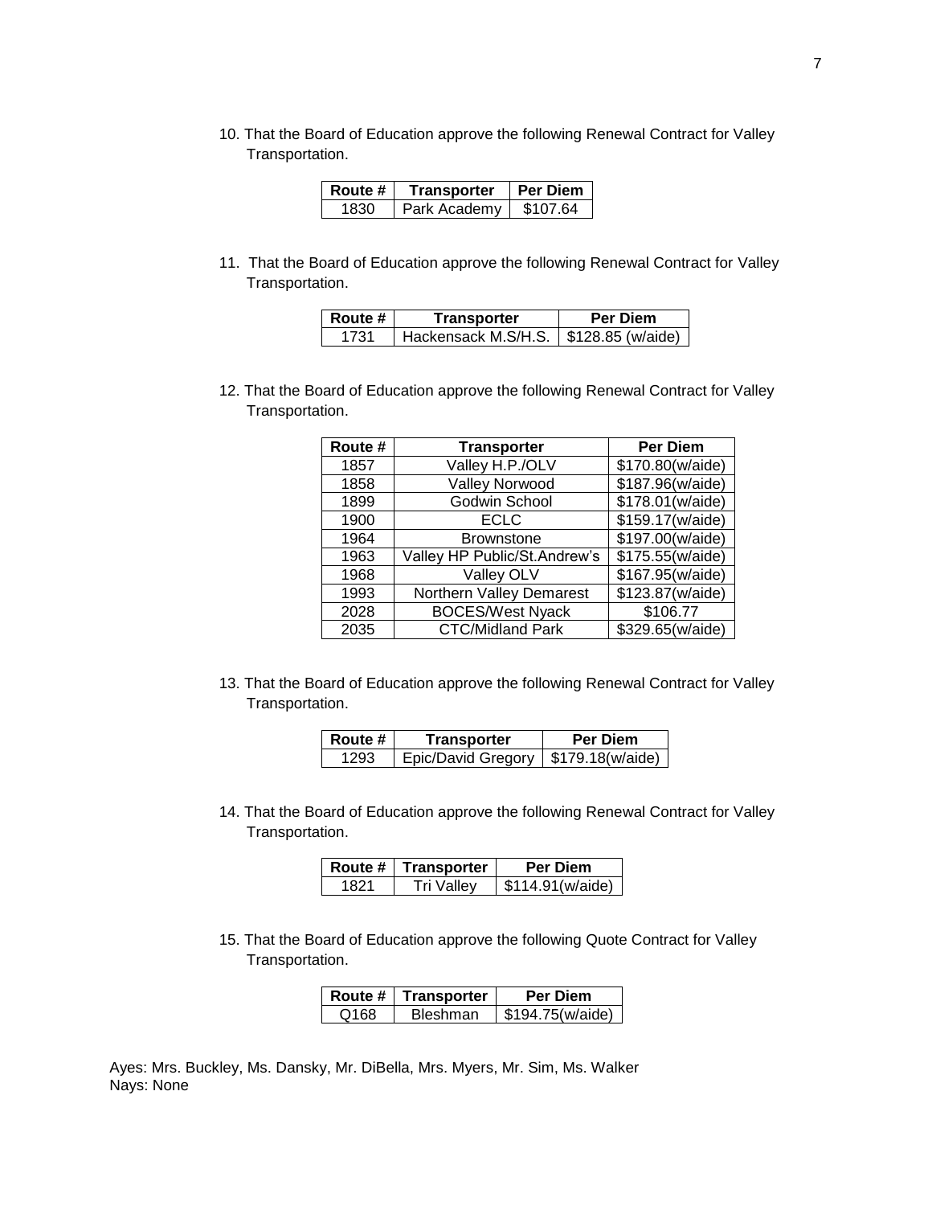10. That the Board of Education approve the following Renewal Contract for Valley Transportation.

| Route # | Transporter | Per Diem |
| --- | --- | --- |
| 1830 | Park Academy | $107.64 |

11. That the Board of Education approve the following Renewal Contract for Valley Transportation.

| Route # | Transporter | Per Diem |
| --- | --- | --- |
| 1731 | Hackensack M.S/H.S. | $128.85 (w/aide) |

12. That the Board of Education approve the following Renewal Contract for Valley Transportation.

| Route # | Transporter | Per Diem |
| --- | --- | --- |
| 1857 | Valley H.P./OLV | $170.80(w/aide) |
| 1858 | Valley Norwood | $187.96(w/aide) |
| 1899 | Godwin School | $178.01(w/aide) |
| 1900 | ECLC | $159.17(w/aide) |
| 1964 | Brownstone | $197.00(w/aide) |
| 1963 | Valley HP Public/St.Andrew's | $175.55(w/aide) |
| 1968 | Valley OLV | $167.95(w/aide) |
| 1993 | Northern Valley Demarest | $123.87(w/aide) |
| 2028 | BOCES/West Nyack | $106.77 |
| 2035 | CTC/Midland Park | $329.65(w/aide) |

13. That the Board of Education approve the following Renewal Contract for Valley Transportation.

| Route # | Transporter | Per Diem |
| --- | --- | --- |
| 1293 | Epic/David Gregory | $179.18(w/aide) |

14. That the Board of Education approve the following Renewal Contract for Valley Transportation.

| Route # | Transporter | Per Diem |
| --- | --- | --- |
| 1821 | Tri Valley | $114.91(w/aide) |

15. That the Board of Education approve the following Quote Contract for Valley Transportation.

| Route # | Transporter | Per Diem |
| --- | --- | --- |
| Q168 | Bleshman | $194.75(w/aide) |

Ayes: Mrs. Buckley, Ms. Dansky, Mr. DiBella, Mrs. Myers, Mr. Sim, Ms. Walker
Nays: None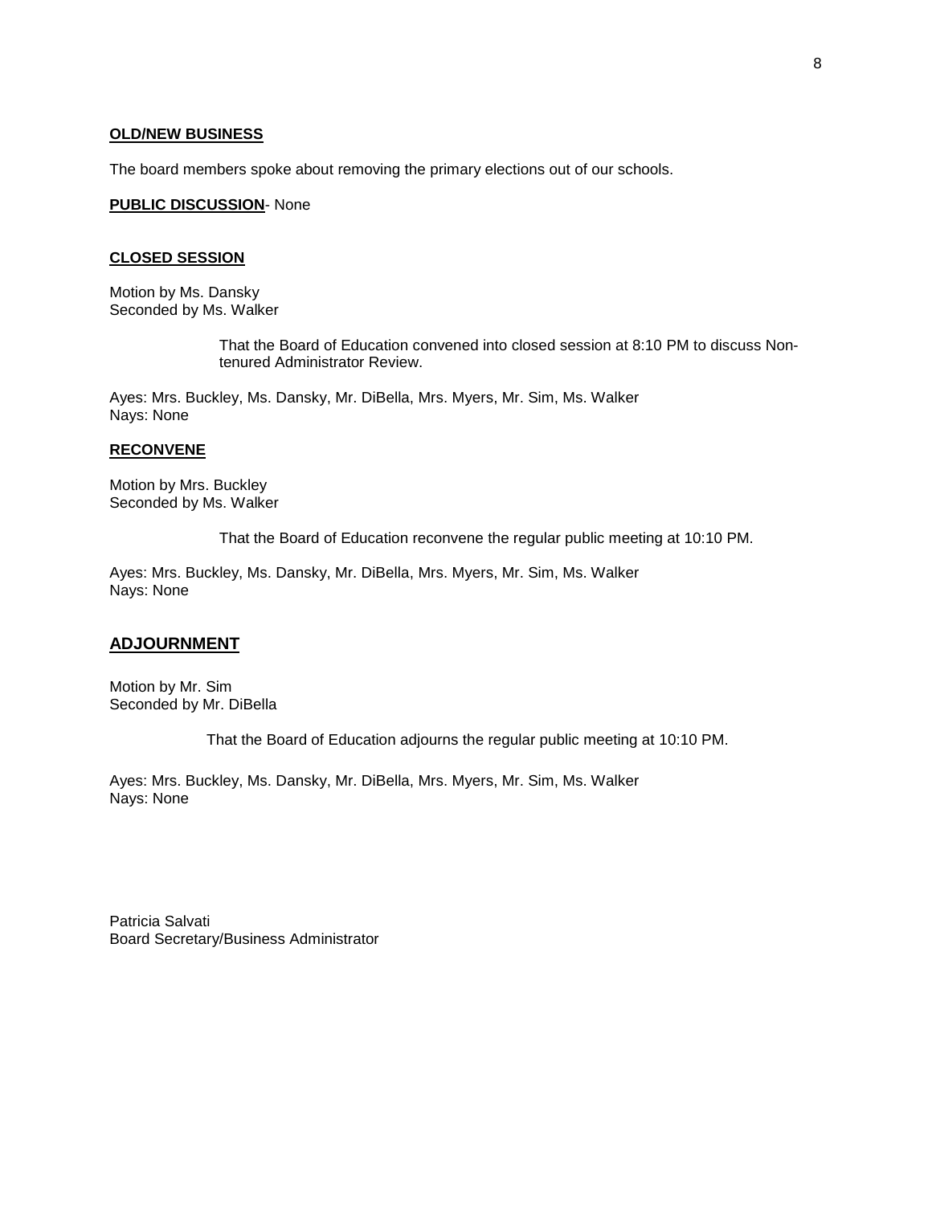**OLD/NEW BUSINESS**

The board members spoke about removing the primary elections out of our schools.

**PUBLIC DISCUSSION**- None

**CLOSED SESSION**

Motion by Ms. Dansky
Seconded by Ms. Walker

> That the Board of Education convened into closed session at 8:10 PM to discuss Non-tenured Administrator Review.

Ayes: Mrs. Buckley, Ms. Dansky, Mr. DiBella, Mrs. Myers, Mr. Sim, Ms. Walker
Nays: None

**RECONVENE**

Motion by Mrs. Buckley
Seconded by Ms. Walker

> That the Board of Education reconvene the regular public meeting at 10:10 PM.

Ayes: Mrs. Buckley, Ms. Dansky, Mr. DiBella, Mrs. Myers, Mr. Sim, Ms. Walker
Nays: None

## ADJOURNMENT

Motion by Mr. Sim
Seconded by Mr. DiBella

> That the Board of Education adjourns the regular public meeting at 10:10 PM.

Ayes: Mrs. Buckley, Ms. Dansky, Mr. DiBella, Mrs. Myers, Mr. Sim, Ms. Walker
Nays: None

Patricia Salvati
Board Secretary/Business Administrator